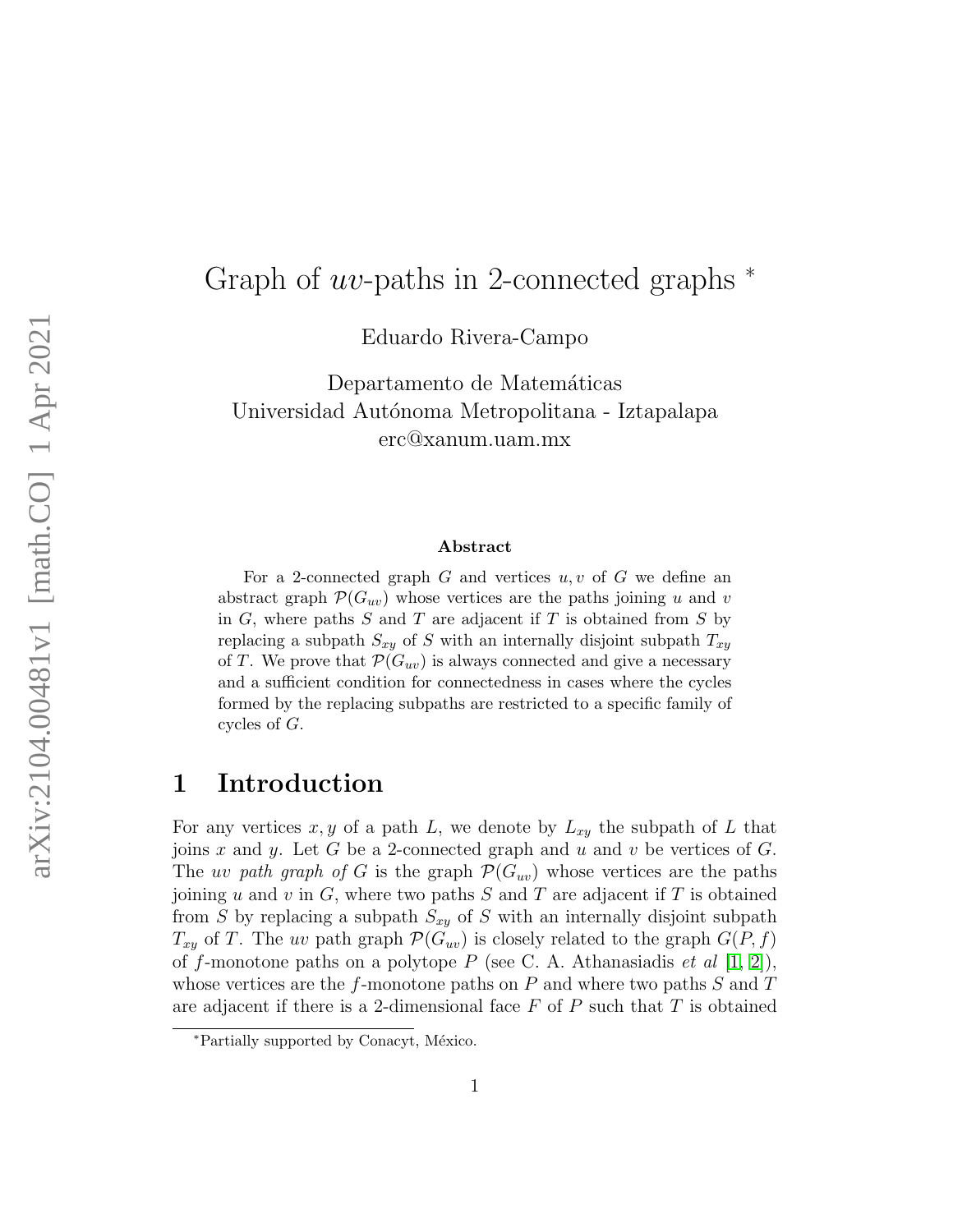# Graph of $uv$-paths in 2-connected graphs *

Eduardo Rivera-Campo

Departamento de Matemáticas
Universidad Autónoma Metropolitana - Iztapalapa
erc@xanum.uam.mx

### Abstract

For a 2-connected graph $G$ and vertices $u, v$ of $G$ we define an abstract graph $\mathcal{P}(G_{uv})$ whose vertices are the paths joining $u$ and $v$ in $G$, where paths $S$ and $T$ are adjacent if $T$ is obtained from $S$ by replacing a subpath $S_{xy}$ of $S$ with an internally disjoint subpath $T_{xy}$ of $T$. We prove that $\mathcal{P}(G_{uv})$ is always connected and give a necessary and a sufficient condition for connectedness in cases where the cycles formed by the replacing subpaths are restricted to a specific family of cycles of $G$.

## 1 Introduction

For any vertices $x, y$ of a path $L$, we denote by $L_{xy}$ the subpath of $L$ that joins $x$ and $y$. Let $G$ be a 2-connected graph and $u$ and $v$ be vertices of $G$. The *uv path graph of* $G$ is the graph $\mathcal{P}(G_{uv})$ whose vertices are the paths joining $u$ and $v$ in $G$, where two paths $S$ and $T$ are adjacent if $T$ is obtained from $S$ by replacing a subpath $S_{xy}$ of $S$ with an internally disjoint subpath $T_{xy}$ of $T$. The $uv$ path graph $\mathcal{P}(G_{uv})$ is closely related to the graph $G(P, f)$ of $f$-monotone paths on a polytope $P$ (see C. A. Athanasiadis *et al* [1, 2]), whose vertices are the $f$-monotone paths on $P$ and where two paths $S$ and $T$ are adjacent if there is a 2-dimensional face $F$ of $P$ such that $T$ is obtained

*Partially supported by Conacyt, México.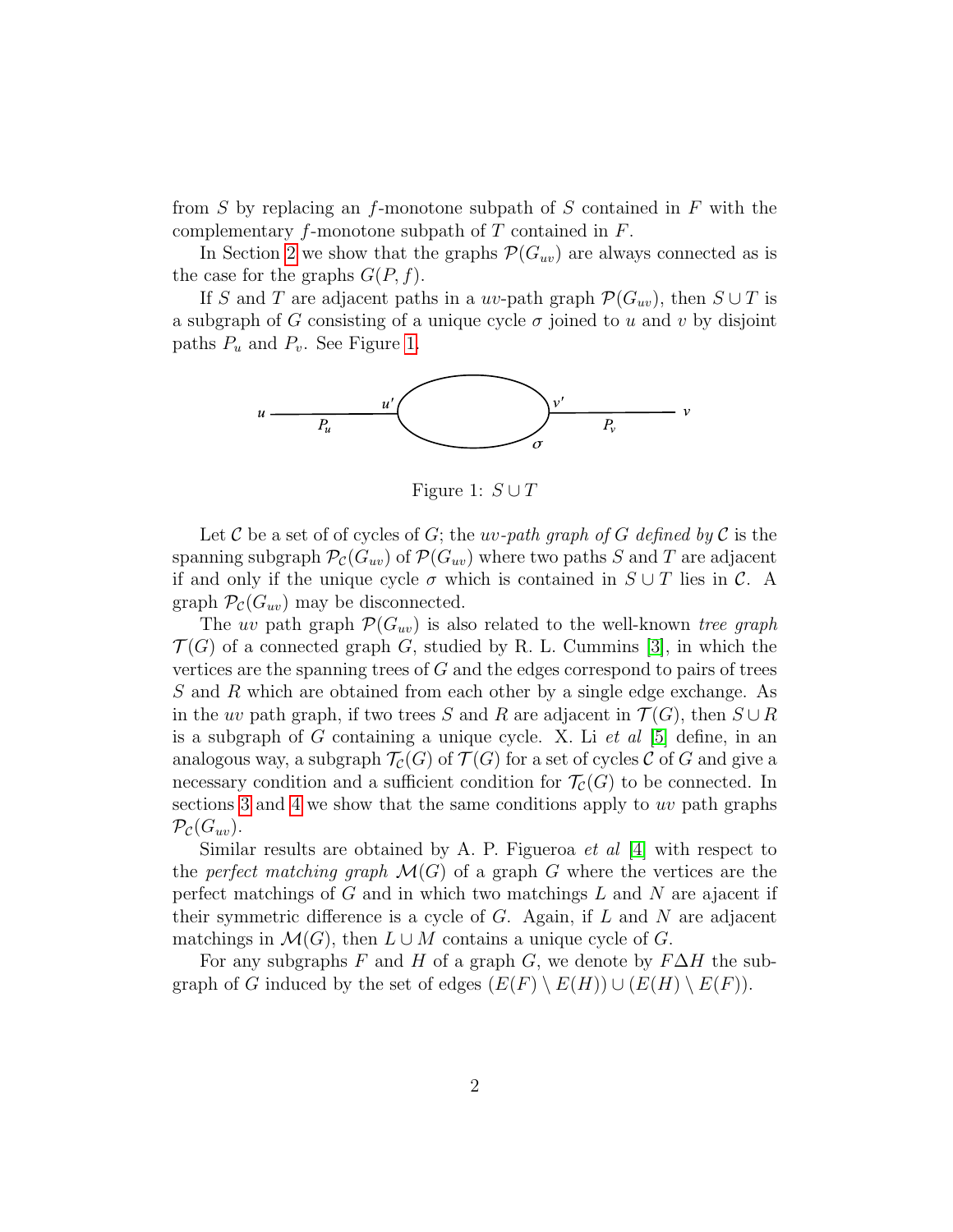from $S$ by replacing an $f$-monotone subpath of $S$ contained in $F$ with the complementary $f$-monotone subpath of $T$ contained in $F$.

In Section 2 we show that the graphs $\mathcal{P}(G_{uv})$ are always connected as is the case for the graphs $G(P, f)$.

If $S$ and $T$ are adjacent paths in a $uv$-path graph $\mathcal{P}(G_{uv})$, then $S \cup T$ is a subgraph of $G$ consisting of a unique cycle $\sigma$ joined to $u$ and $v$ by disjoint paths $P_u$ and $P_v$. See Figure 1.

Figure 1: $S \cup T$

Let $\mathcal{C}$ be a set of of cycles of $G$; the *$uv$-path graph of $G$ defined by $\mathcal{C}$* is the spanning subgraph $\mathcal{P}_{\mathcal{C}}(G_{uv})$ of $\mathcal{P}(G_{uv})$ where two paths $S$ and $T$ are adjacent if and only if the unique cycle $\sigma$ which is contained in $S \cup T$ lies in $\mathcal{C}$. A graph $\mathcal{P}_{\mathcal{C}}(G_{uv})$ may be disconnected.

The $uv$ path graph $\mathcal{P}(G_{uv})$ is also related to the well-known *tree graph* $\mathcal{T}(G)$ of a connected graph $G$, studied by R. L. Cummins [3], in which the vertices are the spanning trees of $G$ and the edges correspond to pairs of trees $S$ and $R$ which are obtained from each other by a single edge exchange. As in the $uv$ path graph, if two trees $S$ and $R$ are adjacent in $\mathcal{T}(G)$, then $S \cup R$ is a subgraph of $G$ containing a unique cycle. X. Li *et al* [5] define, in an analogous way, a subgraph $\mathcal{T}_{\mathcal{C}}(G)$ of $\mathcal{T}(G)$ for a set of cycles $\mathcal{C}$ of $G$ and give a necessary condition and a sufficient condition for $\mathcal{T}_{\mathcal{C}}(G)$ to be connected. In sections 3 and 4 we show that the same conditions apply to $uv$ path graphs $\mathcal{P}_{\mathcal{C}}(G_{uv})$.

Similar results are obtained by A. P. Figueroa *et al* [4] with respect to the *perfect matching graph* $\mathcal{M}(G)$ of a graph $G$ where the vertices are the perfect matchings of $G$ and in which two matchings $L$ and $N$ are ajacent if their symmetric difference is a cycle of $G$. Again, if $L$ and $N$ are adjacent matchings in $\mathcal{M}(G)$, then $L \cup M$ contains a unique cycle of $G$.

For any subgraphs $F$ and $H$ of a graph $G$, we denote by $F \Delta H$ the subgraph of $G$ induced by the set of edges $(E(F) \setminus E(H)) \cup (E(H) \setminus E(F))$.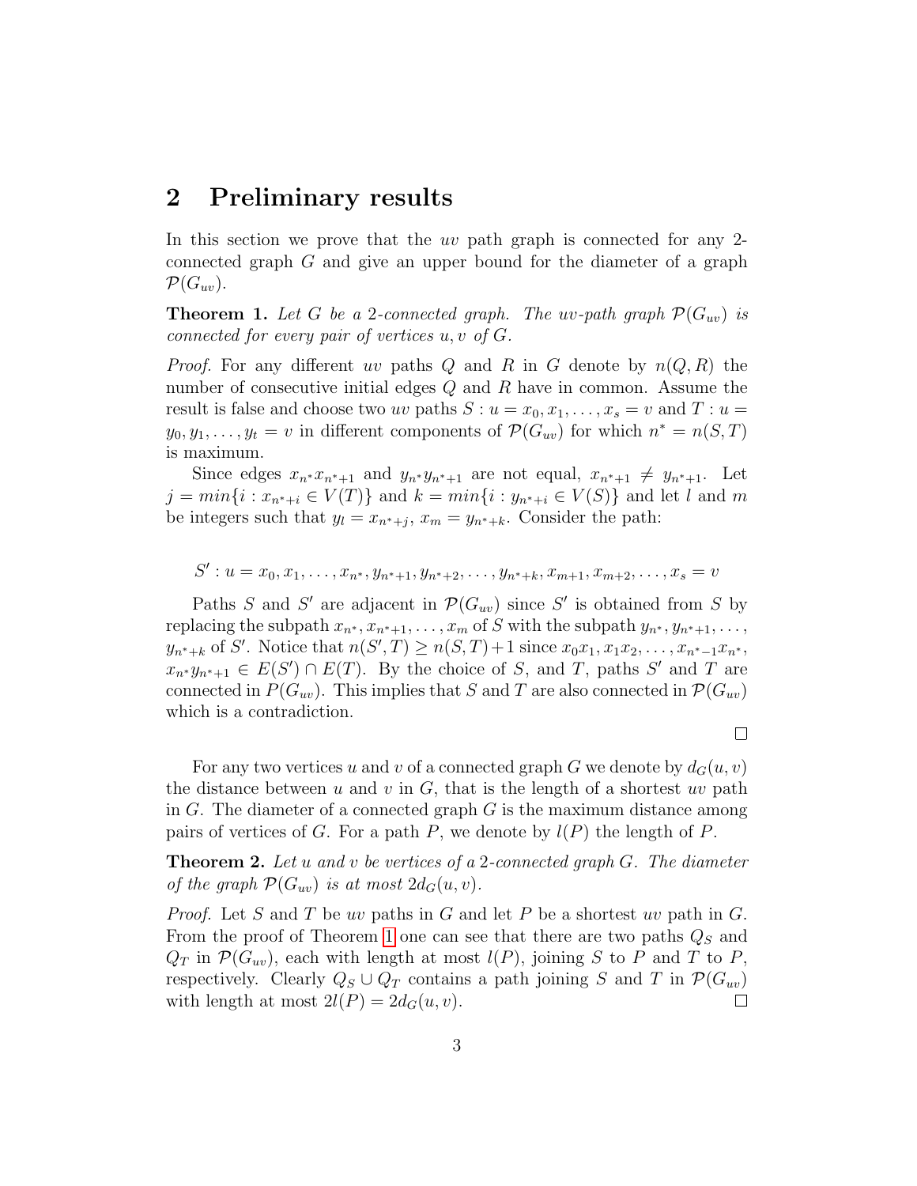## 2 Preliminary results

In this section we prove that the $uv$ path graph is connected for any 2-connected graph $G$ and give an upper bound for the diameter of a graph $\mathcal{P}(G_{uv})$.

**Theorem 1.** *Let $G$ be a 2-connected graph. The uv-path graph $\mathcal{P}(G_{uv})$ is connected for every pair of vertices $u, v$ of $G$.*

*Proof.* For any different $uv$ paths $Q$ and $R$ in $G$ denote by $n(Q, R)$ the number of consecutive initial edges $Q$ and $R$ have in common. Assume the result is false and choose two $uv$ paths $S : u = x_0, x_1, \ldots, x_s = v$ and $T : u = y_0, y_1, \ldots, y_t = v$ in different components of $\mathcal{P}(G_{uv})$ for which $n^* = n(S, T)$ is maximum.

Since edges $x_{n^*}x_{n^*+1}$ and $y_{n^*}y_{n^*+1}$ are not equal, $x_{n^*+1} \neq y_{n^*+1}$. Let $j = min\{i : x_{n^*+i} \in V(T)\}$ and $k = min\{i : y_{n^*+i} \in V(S)\}$ and let $l$ and $m$ be integers such that $y_l = x_{n^*+j}$, $x_m = y_{n^*+k}$. Consider the path:

$$S' : u = x_0, x_1, \ldots, x_{n^*}, y_{n^*+1}, y_{n^*+2}, \ldots, y_{n^*+k}, x_{m+1}, x_{m+2}, \ldots, x_s = v$$

Paths $S$ and $S'$ are adjacent in $\mathcal{P}(G_{uv})$ since $S'$ is obtained from $S$ by replacing the subpath $x_{n^*}, x_{n^*+1}, \ldots, x_m$ of $S$ with the subpath $y_{n^*}, y_{n^*+1}, \ldots, y_{n^*+k}$ of $S'$. Notice that $n(S', T) \geq n(S, T)+1$ since $x_0x_1, x_1x_2, \ldots, x_{n^*-1}x_{n^*}$, $x_{n^*}y_{n^*+1} \in E(S') \cap E(T)$. By the choice of $S$, and $T$, paths $S'$ and $T$ are connected in $P(G_{uv})$. This implies that $S$ and $T$ are also connected in $\mathcal{P}(G_{uv})$ which is a contradiction. □

For any two vertices $u$ and $v$ of a connected graph $G$ we denote by $d_G(u, v)$ the distance between $u$ and $v$ in $G$, that is the length of a shortest $uv$ path in $G$. The diameter of a connected graph $G$ is the maximum distance among pairs of vertices of $G$. For a path $P$, we denote by $l(P)$ the length of $P$.

**Theorem 2.** *Let $u$ and $v$ be vertices of a 2-connected graph $G$. The diameter of the graph $\mathcal{P}(G_{uv})$ is at most $2d_G(u, v)$.*

*Proof.* Let $S$ and $T$ be $uv$ paths in $G$ and let $P$ be a shortest $uv$ path in $G$. From the proof of Theorem 1 one can see that there are two paths $Q_S$ and $Q_T$ in $\mathcal{P}(G_{uv})$, each with length at most $l(P)$, joining $S$ to $P$ and $T$ to $P$, respectively. Clearly $Q_S \cup Q_T$ contains a path joining $S$ and $T$ in $\mathcal{P}(G_{uv})$ with length at most $2l(P) = 2d_G(u, v)$. □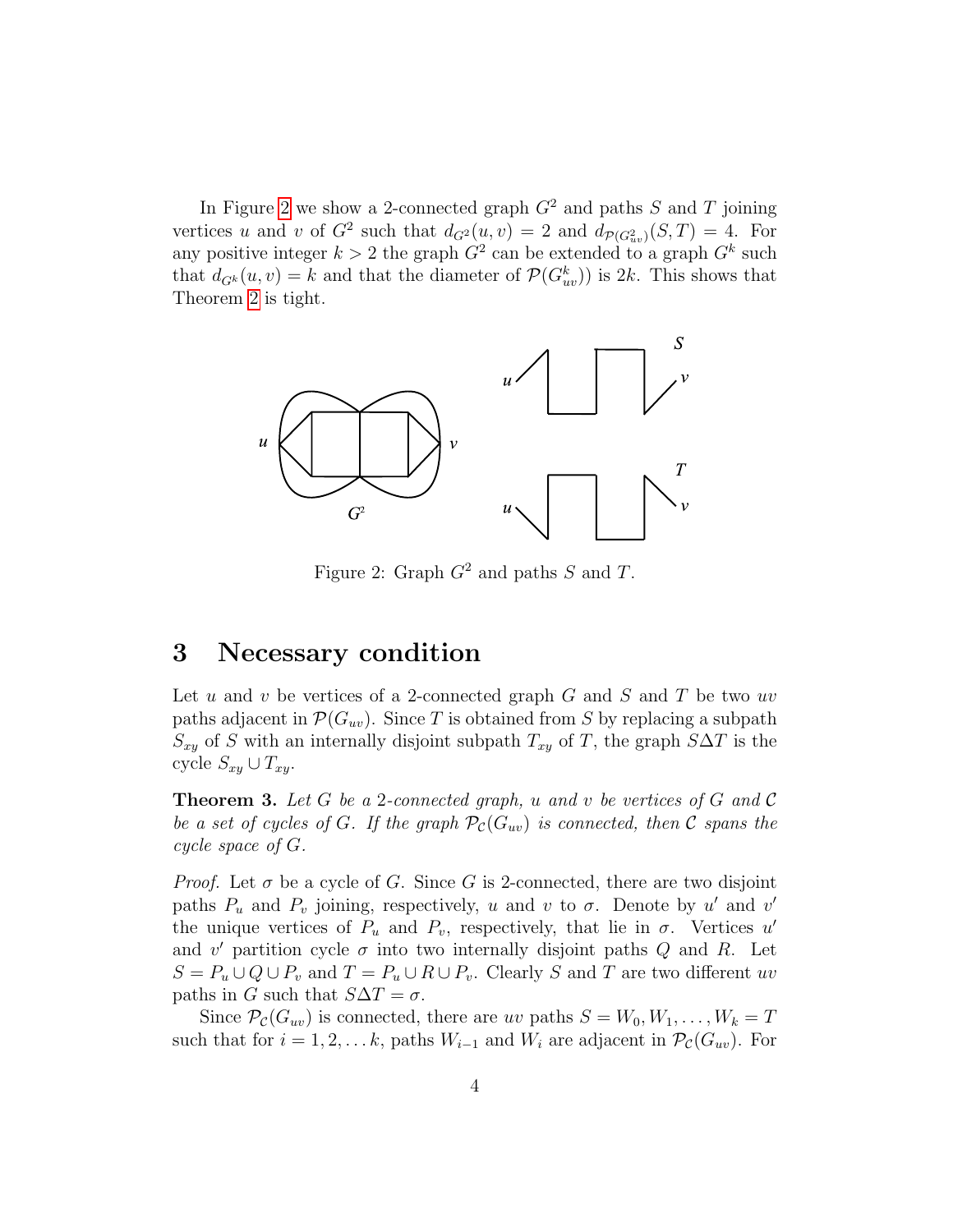In Figure 2 we show a 2-connected graph $G^2$ and paths $S$ and $T$ joining vertices $u$ and $v$ of $G^2$ such that $d_{G^2}(u,v) = 2$ and $d_{\mathcal{P}(G^2_{uv})}(S,T) = 4$. For any positive integer $k > 2$ the graph $G^2$ can be extended to a graph $G^k$ such that $d_{G^k}(u,v) = k$ and that the diameter of $\mathcal{P}(G^k_{uv})$ is $2k$. This shows that Theorem 2 is tight.

Figure 2: Graph $G^2$ and paths $S$ and $T$.

## 3 Necessary condition

Let $u$ and $v$ be vertices of a 2-connected graph $G$ and $S$ and $T$ be two $uv$ paths adjacent in $\mathcal{P}(G_{uv})$. Since $T$ is obtained from $S$ by replacing a subpath $S_{xy}$ of $S$ with an internally disjoint subpath $T_{xy}$ of $T$, the graph $S \Delta T$ is the cycle $S_{xy} \cup T_{xy}$.

**Theorem 3.** *Let $G$ be a 2-connected graph, $u$ and $v$ be vertices of $G$ and $\mathcal{C}$ be a set of cycles of $G$. If the graph $\mathcal{P}_{\mathcal{C}}(G_{uv})$ is connected, then $\mathcal{C}$ spans the cycle space of $G$.*

*Proof.* Let $\sigma$ be a cycle of $G$. Since $G$ is 2-connected, there are two disjoint paths $P_u$ and $P_v$ joining, respectively, $u$ and $v$ to $\sigma$. Denote by $u'$ and $v'$ the unique vertices of $P_u$ and $P_v$, respectively, that lie in $\sigma$. Vertices $u'$ and $v'$ partition cycle $\sigma$ into two internally disjoint paths $Q$ and $R$. Let $S = P_u \cup Q \cup P_v$ and $T = P_u \cup R \cup P_v$. Clearly $S$ and $T$ are two different $uv$ paths in $G$ such that $S \Delta T = \sigma$.

Since $\mathcal{P}_{\mathcal{C}}(G_{uv})$ is connected, there are $uv$ paths $S = W_0, W_1, \ldots, W_k = T$ such that for $i = 1, 2, \ldots k$, paths $W_{i-1}$ and $W_i$ are adjacent in $\mathcal{P}_{\mathcal{C}}(G_{uv})$. For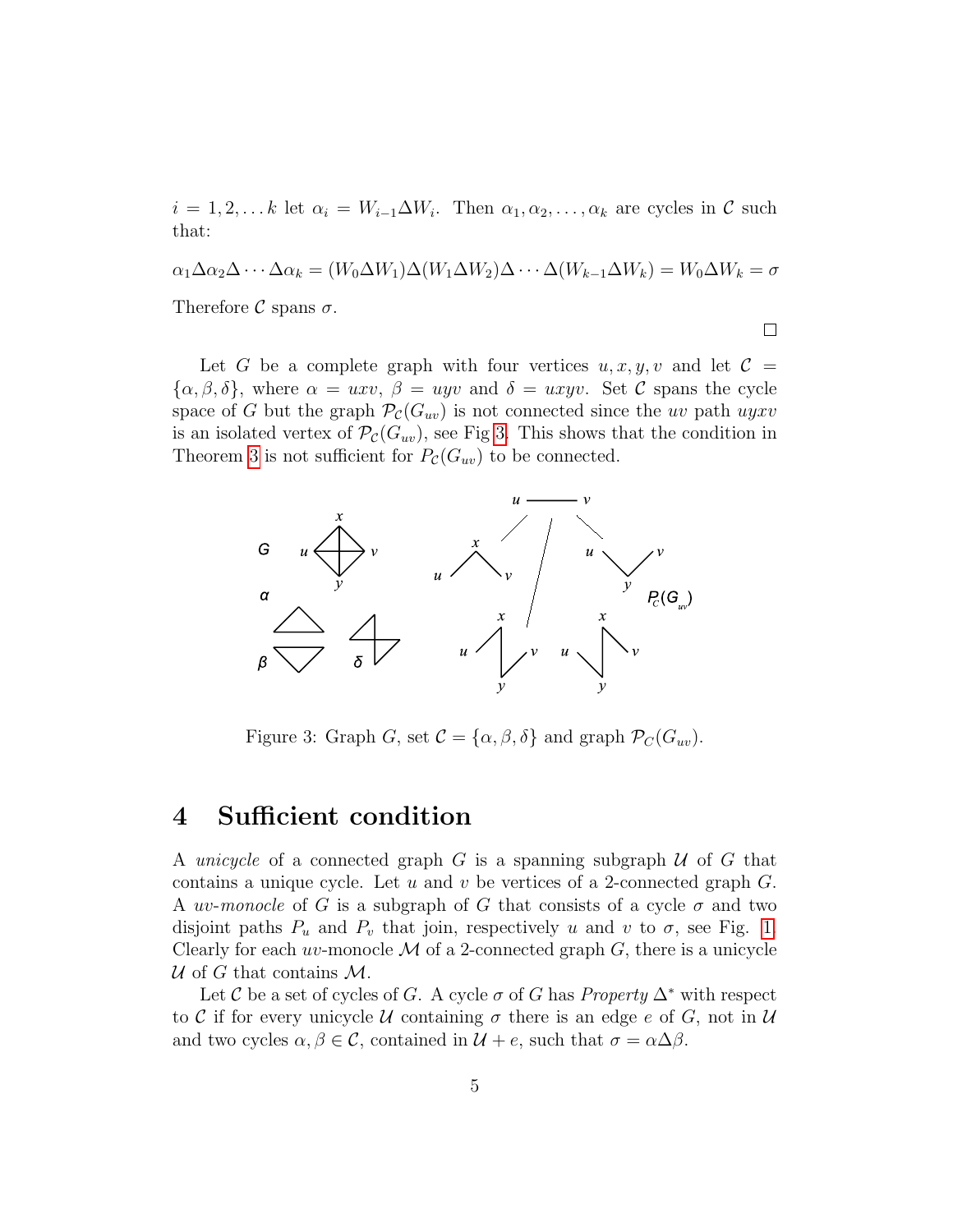$i = 1, 2, \ldots k$ let $\alpha_i = W_{i-1} \Delta W_i$. Then $\alpha_1, \alpha_2, \ldots, \alpha_k$ are cycles in $\mathcal{C}$ such that:

$$\alpha_1 \Delta \alpha_2 \Delta \cdots \Delta \alpha_k = (W_0 \Delta W_1) \Delta (W_1 \Delta W_2) \Delta \cdots \Delta (W_{k-1} \Delta W_k) = W_0 \Delta W_k = \sigma$$

Therefore $\mathcal{C}$ spans $\sigma$.

□

Let $G$ be a complete graph with four vertices $u, x, y, v$ and let $\mathcal{C} = \{\alpha, \beta, \delta\}$, where $\alpha = uxv$, $\beta = uyv$ and $\delta = uxyv$. Set $\mathcal{C}$ spans the cycle space of $G$ but the graph $\mathcal{P}_{\mathcal{C}}(G_{uv})$ is not connected since the $uv$ path $uyxv$ is an isolated vertex of $\mathcal{P}_{\mathcal{C}}(G_{uv})$, see Fig 3. This shows that the condition in Theorem 3 is not sufficient for $P_{\mathcal{C}}(G_{uv})$ to be connected.

Figure 3: Graph $G$, set $\mathcal{C} = \{\alpha, \beta, \delta\}$ and graph $\mathcal{P}_C(G_{uv})$.

# 4 Sufficient condition

A *unicycle* of a connected graph $G$ is a spanning subgraph $\mathcal{U}$ of $G$ that contains a unique cycle. Let $u$ and $v$ be vertices of a 2-connected graph $G$. A *uv-monocle* of $G$ is a subgraph of $G$ that consists of a cycle $\sigma$ and two disjoint paths $P_u$ and $P_v$ that join, respectively $u$ and $v$ to $\sigma$, see Fig. 1. Clearly for each $uv$-monocle $\mathcal{M}$ of a 2-connected graph $G$, there is a unicycle $\mathcal{U}$ of $G$ that contains $\mathcal{M}$.

Let $\mathcal{C}$ be a set of cycles of $G$. A cycle $\sigma$ of $G$ has *Property* $\Delta^*$ with respect to $\mathcal{C}$ if for every unicycle $\mathcal{U}$ containing $\sigma$ there is an edge $e$ of $G$, not in $\mathcal{U}$ and two cycles $\alpha, \beta \in \mathcal{C}$, contained in $\mathcal{U} + e$, such that $\sigma = \alpha \Delta \beta$.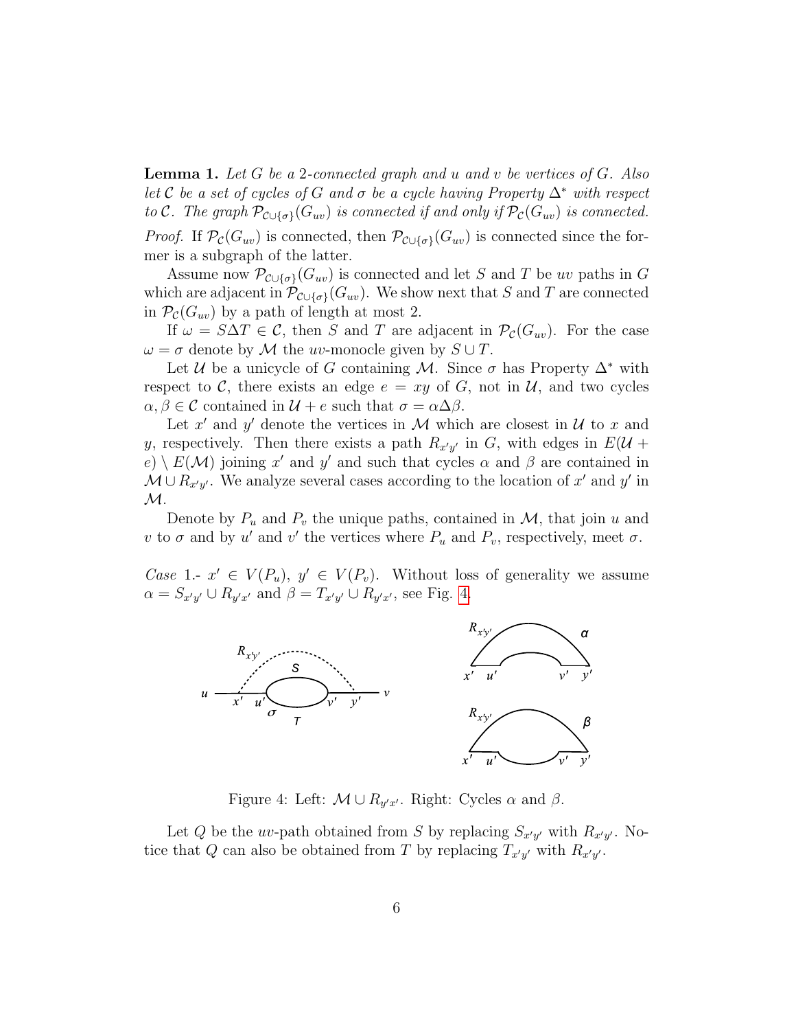**Lemma 1.** *Let $G$ be a 2-connected graph and $u$ and $v$ be vertices of $G$. Also let $\mathcal{C}$ be a set of cycles of $G$ and $\sigma$ be a cycle having Property $\Delta^*$ with respect to $\mathcal{C}$. The graph $\mathcal{P}_{\mathcal{C}\cup\{\sigma\}}(G_{uv})$ is connected if and only if $\mathcal{P}_{\mathcal{C}}(G_{uv})$ is connected.*

*Proof.* If $\mathcal{P}_{\mathcal{C}}(G_{uv})$ is connected, then $\mathcal{P}_{\mathcal{C}\cup\{\sigma\}}(G_{uv})$ is connected since the former is a subgraph of the latter.

Assume now $\mathcal{P}_{\mathcal{C}\cup\{\sigma\}}(G_{uv})$ is connected and let $S$ and $T$ be $uv$ paths in $G$ which are adjacent in $\mathcal{P}_{\mathcal{C}\cup\{\sigma\}}(G_{uv})$. We show next that $S$ and $T$ are connected in $\mathcal{P}_{\mathcal{C}}(G_{uv})$ by a path of length at most 2.

If $\omega = S\Delta T \in \mathcal{C}$, then $S$ and $T$ are adjacent in $\mathcal{P}_{\mathcal{C}}(G_{uv})$. For the case $\omega = \sigma$ denote by $\mathcal{M}$ the $uv$-monocle given by $S \cup T$.

Let $\mathcal{U}$ be a unicycle of $G$ containing $\mathcal{M}$. Since $\sigma$ has Property $\Delta^*$ with respect to $\mathcal{C}$, there exists an edge $e = xy$ of $G$, not in $\mathcal{U}$, and two cycles $\alpha, \beta \in \mathcal{C}$ contained in $\mathcal{U} + e$ such that $\sigma = \alpha\Delta\beta$.

Let $x'$ and $y'$ denote the vertices in $\mathcal{M}$ which are closest in $\mathcal{U}$ to $x$ and $y$, respectively. Then there exists a path $R_{x'y'}$ in $G$, with edges in $E(\mathcal{U} + e) \setminus E(\mathcal{M})$ joining $x'$ and $y'$ and such that cycles $\alpha$ and $\beta$ are contained in $\mathcal{M} \cup R_{x'y'}$. We analyze several cases according to the location of $x'$ and $y'$ in $\mathcal{M}$.

Denote by $P_u$ and $P_v$ the unique paths, contained in $\mathcal{M}$, that join $u$ and $v$ to $\sigma$ and by $u'$ and $v'$ the vertices where $P_u$ and $P_v$, respectively, meet $\sigma$.

*Case* 1.- $x' \in V(P_u)$, $y' \in V(P_v)$. Without loss of generality we assume $\alpha = S_{x'y'} \cup R_{y'x'}$ and $\beta = T_{x'y'} \cup R_{y'x'}$, see Fig. 4.

Figure 4: Left: $\mathcal{M} \cup R_{y'x'}$. Right: Cycles $\alpha$ and $\beta$.

Let $Q$ be the $uv$-path obtained from $S$ by replacing $S_{x'y'}$ with $R_{x'y'}$. Notice that $Q$ can also be obtained from $T$ by replacing $T_{x'y'}$ with $R_{x'y'}$.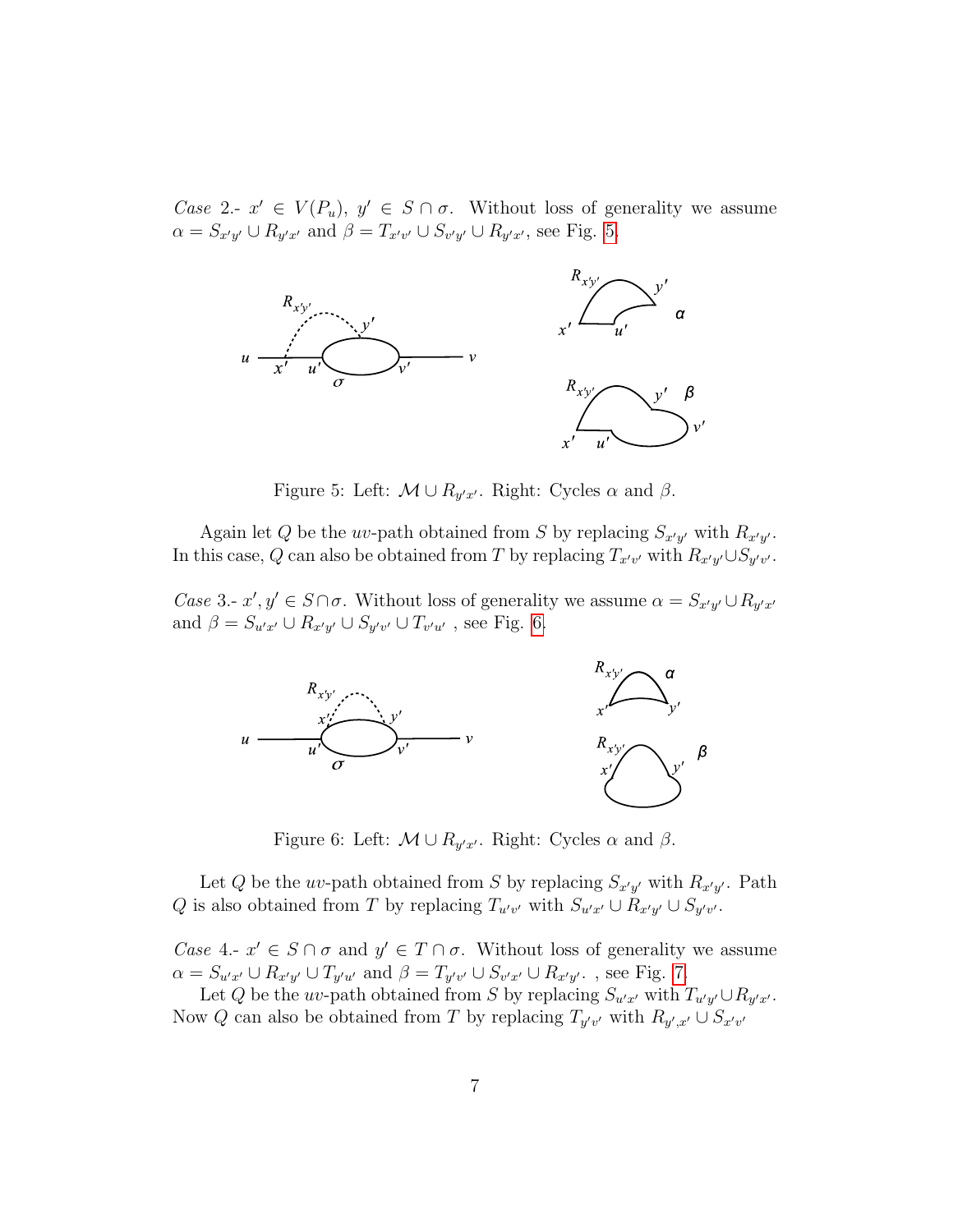*Case* 2.- $x' \in V(P_u)$, $y' \in S \cap \sigma$. Without loss of generality we assume $\alpha = S_{x'y'} \cup R_{y'x'}$ and $\beta = T_{x'v'} \cup S_{v'y'} \cup R_{y'x'}$, see Fig. 5.

Figure 5: Left: $\mathcal{M} \cup R_{y'x'}$. Right: Cycles $\alpha$ and $\beta$.

Again let $Q$ be the $uv$-path obtained from $S$ by replacing $S_{x'y'}$ with $R_{x'y'}$. In this case, $Q$ can also be obtained from $T$ by replacing $T_{x'v'}$ with $R_{x'y'} \cup S_{y'v'}$.

*Case* 3.- $x', y' \in S \cap \sigma$. Without loss of generality we assume $\alpha = S_{x'y'} \cup R_{y'x'}$ and $\beta = S_{u'x'} \cup R_{x'y'} \cup S_{y'v'} \cup T_{v'u'}$ , see Fig. 6.

Figure 6: Left: $\mathcal{M} \cup R_{y'x'}$. Right: Cycles $\alpha$ and $\beta$.

Let $Q$ be the $uv$-path obtained from $S$ by replacing $S_{x'y'}$ with $R_{x'y'}$. Path $Q$ is also obtained from $T$ by replacing $T_{u'v'}$ with $S_{u'x'} \cup R_{x'y'} \cup S_{y'v'}$.

*Case* 4.- $x' \in S \cap \sigma$ and $y' \in T \cap \sigma$. Without loss of generality we assume $\alpha = S_{u'x'} \cup R_{x'y'} \cup T_{y'u'}$ and $\beta = T_{y'v'} \cup S_{v'x'} \cup R_{x'y'}$. , see Fig. 7.

Let $Q$ be the $uv$-path obtained from $S$ by replacing $S_{u'x'}$ with $T_{u'y'} \cup R_{y'x'}$. Now $Q$ can also be obtained from $T$ by replacing $T_{y'v'}$ with $R_{y',x'} \cup S_{x'v'}$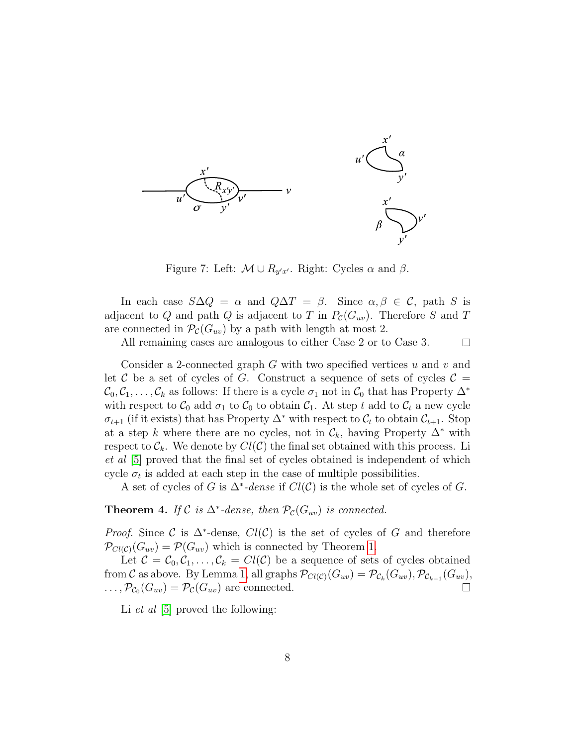Figure 7: Left: $\mathcal{M} \cup R_{y'x'}$. Right: Cycles $\alpha$ and $\beta$.

In each case $S \Delta Q = \alpha$ and $Q \Delta T = \beta$. Since $\alpha, \beta \in \mathcal{C}$, path $S$ is adjacent to $Q$ and path $Q$ is adjacent to $T$ in $P_{\mathcal{C}}(G_{uv})$. Therefore $S$ and $T$ are connected in $\mathcal{P}_{\mathcal{C}}(G_{uv})$ by a path with length at most 2.

All remaining cases are analogous to either Case 2 or to Case 3. $\square$

Consider a 2-connected graph $G$ with two specified vertices $u$ and $v$ and let $\mathcal{C}$ be a set of cycles of $G$. Construct a sequence of sets of cycles $\mathcal{C} = \mathcal{C}_0, \mathcal{C}_1, \ldots, \mathcal{C}_k$ as follows: If there is a cycle $\sigma_1$ not in $\mathcal{C}_0$ that has Property $\Delta^*$ with respect to $\mathcal{C}_0$ add $\sigma_1$ to $\mathcal{C}_0$ to obtain $\mathcal{C}_1$. At step $t$ add to $\mathcal{C}_t$ a new cycle $\sigma_{t+1}$ (if it exists) that has Property $\Delta^*$ with respect to $\mathcal{C}_t$ to obtain $\mathcal{C}_{t+1}$. Stop at a step $k$ where there are no cycles, not in $\mathcal{C}_k$, having Property $\Delta^*$ with respect to $\mathcal{C}_k$. We denote by $Cl(\mathcal{C})$ the final set obtained with this process. Li *et al* [5] proved that the final set of cycles obtained is independent of which cycle $\sigma_t$ is added at each step in the case of multiple possibilities.

A set of cycles of $G$ is $\Delta^*$*-dense* if $Cl(\mathcal{C})$ is the whole set of cycles of $G$.

**Theorem 4.** *If $\mathcal{C}$ is $\Delta^*$-dense, then $\mathcal{P}_{\mathcal{C}}(G_{uv})$ is connected.*

*Proof.* Since $\mathcal{C}$ is $\Delta^*$-dense, $Cl(\mathcal{C})$ is the set of cycles of $G$ and therefore $\mathcal{P}_{Cl(\mathcal{C})}(G_{uv}) = \mathcal{P}(G_{uv})$ which is connected by Theorem 1.

Let $\mathcal{C} = \mathcal{C}_0, \mathcal{C}_1, \ldots, \mathcal{C}_k = Cl(\mathcal{C})$ be a sequence of sets of cycles obtained from $\mathcal{C}$ as above. By Lemma 1, all graphs $\mathcal{P}_{Cl(\mathcal{C})}(G_{uv}) = \mathcal{P}_{\mathcal{C}_k}(G_{uv}), \mathcal{P}_{\mathcal{C}_{k-1}}(G_{uv}), \ldots, \mathcal{P}_{\mathcal{C}_0}(G_{uv}) = \mathcal{P}_{\mathcal{C}}(G_{uv})$ are connected. $\square$

Li *et al* [5] proved the following: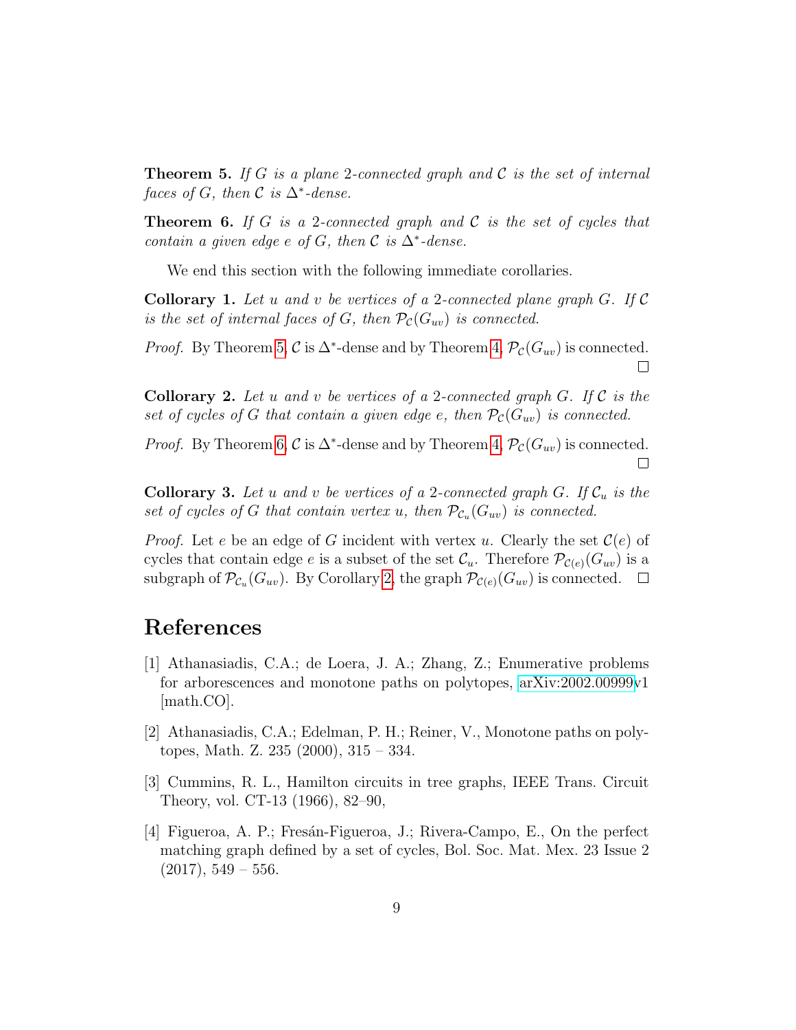**Theorem 5.** *If $G$ is a plane 2-connected graph and $\mathcal{C}$ is the set of internal faces of $G$, then $\mathcal{C}$ is $\Delta^*$-dense.*

**Theorem 6.** *If $G$ is a 2-connected graph and $\mathcal{C}$ is the set of cycles that contain a given edge $e$ of $G$, then $\mathcal{C}$ is $\Delta^*$-dense.*

We end this section with the following immediate corollaries.

**Collorary 1.** *Let $u$ and $v$ be vertices of a 2-connected plane graph $G$. If $\mathcal{C}$ is the set of internal faces of $G$, then $\mathcal{P}_{\mathcal{C}}(G_{uv})$ is connected.*

*Proof.* By Theorem 5, $\mathcal{C}$ is $\Delta^*$-dense and by Theorem 4, $\mathcal{P}_{\mathcal{C}}(G_{uv})$ is connected. □

**Collorary 2.** *Let $u$ and $v$ be vertices of a 2-connected graph $G$. If $\mathcal{C}$ is the set of cycles of $G$ that contain a given edge $e$, then $\mathcal{P}_{\mathcal{C}}(G_{uv})$ is connected.*

*Proof.* By Theorem 6, $\mathcal{C}$ is $\Delta^*$-dense and by Theorem 4, $\mathcal{P}_{\mathcal{C}}(G_{uv})$ is connected. □

**Collorary 3.** *Let $u$ and $v$ be vertices of a 2-connected graph $G$. If $\mathcal{C}_u$ is the set of cycles of $G$ that contain vertex $u$, then $\mathcal{P}_{\mathcal{C}_u}(G_{uv})$ is connected.*

*Proof.* Let $e$ be an edge of $G$ incident with vertex $u$. Clearly the set $\mathcal{C}(e)$ of cycles that contain edge $e$ is a subset of the set $\mathcal{C}_u$. Therefore $\mathcal{P}_{\mathcal{C}(e)}(G_{uv})$ is a subgraph of $\mathcal{P}_{\mathcal{C}_u}(G_{uv})$. By Corollary 2, the graph $\mathcal{P}_{\mathcal{C}(e)}(G_{uv})$ is connected. □

# References

[1] Athanasiadis, C.A.; de Loera, J. A.; Zhang, Z.; Enumerative problems for arborescences and monotone paths on polytopes, arXiv:2002.00999v1 [math.CO].

[2] Athanasiadis, C.A.; Edelman, P. H.; Reiner, V., Monotone paths on polytopes, Math. Z. 235 (2000), 315 – 334.

[3] Cummins, R. L., Hamilton circuits in tree graphs, IEEE Trans. Circuit Theory, vol. CT-13 (1966), 82–90,

[4] Figueroa, A. P.; Fresán-Figueroa, J.; Rivera-Campo, E., On the perfect matching graph defined by a set of cycles, Bol. Soc. Mat. Mex. 23 Issue 2 (2017), 549 – 556.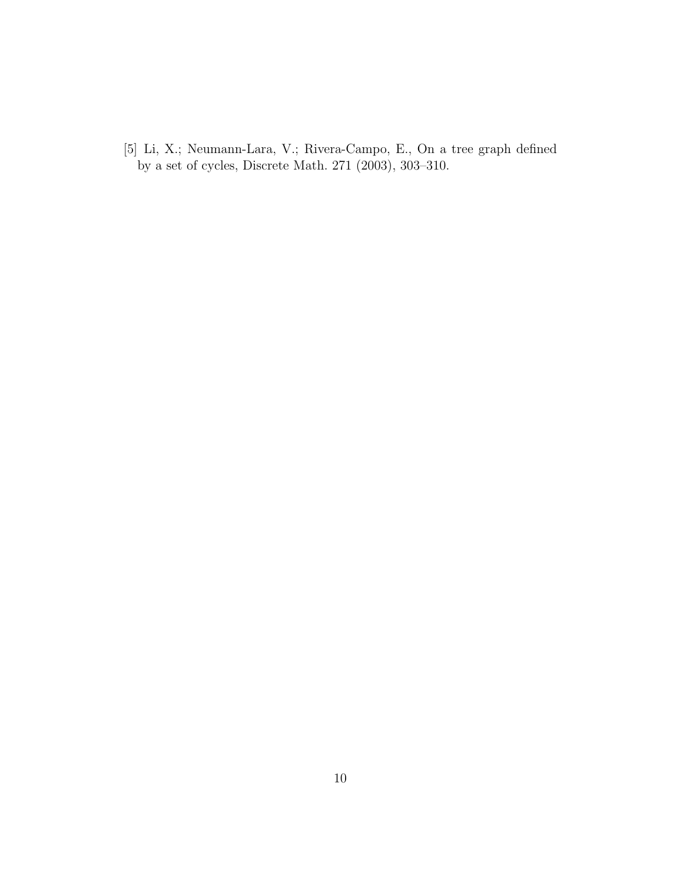[5] Li, X.; Neumann-Lara, V.; Rivera-Campo, E., On a tree graph defined by a set of cycles, Discrete Math. 271 (2003), 303–310.